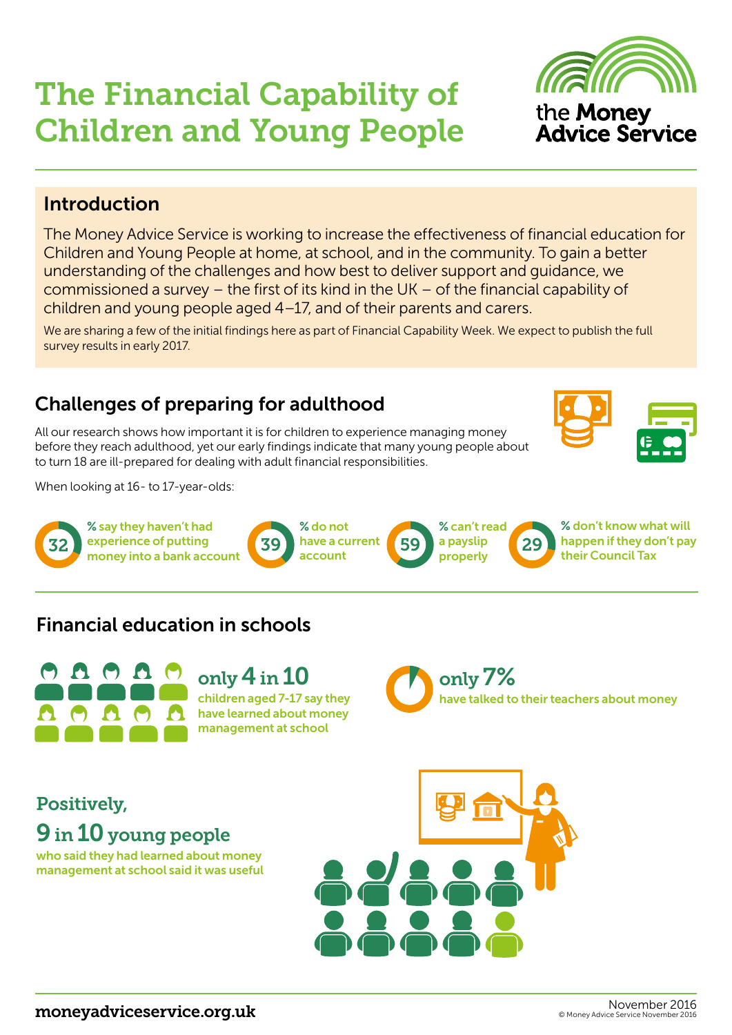# The Financial Capability of Children and Young People

the Money Advice Service

## Introduction

The Money Advice Service is working to increase the effectiveness of financial education for Children and Young People at home, at school, and in the community. To gain a better understanding of the challenges and how best to deliver support and guidance, we commissioned a survey – the first of its kind in the UK – of the financial capability of children and young people aged 4–17, and of their parents and carers.

We are sharing a few of the initial findings here as part of Financial Capability Week. We expect to publish the full survey results in early 2017.

## Challenges of preparing for adulthood

All our research shows how important it is for children to experience managing money before they reach adulthood, yet our early findings indicate that many young people about to turn 18 are ill-prepared for dealing with adult financial responsibilities.

When looking at 16- to 17-year-olds:

- **32** % say they haven't had experience of putting money into a bank account
- **39** % do not have a current account
- **59** % can't read a payslip properly
- **29** % don't know what will happen if they don't pay their Council Tax

## Financial education in schools

**only 4 in 10** children aged 7-17 say they have learned about money management at school

**only 7%** have talked to their teachers about money

**Positively,**

**9 in 10 young people** who said they had learned about money management at school said it was useful

moneyadviceservice.org.uk

November 2016

© Money Advice Service November 2016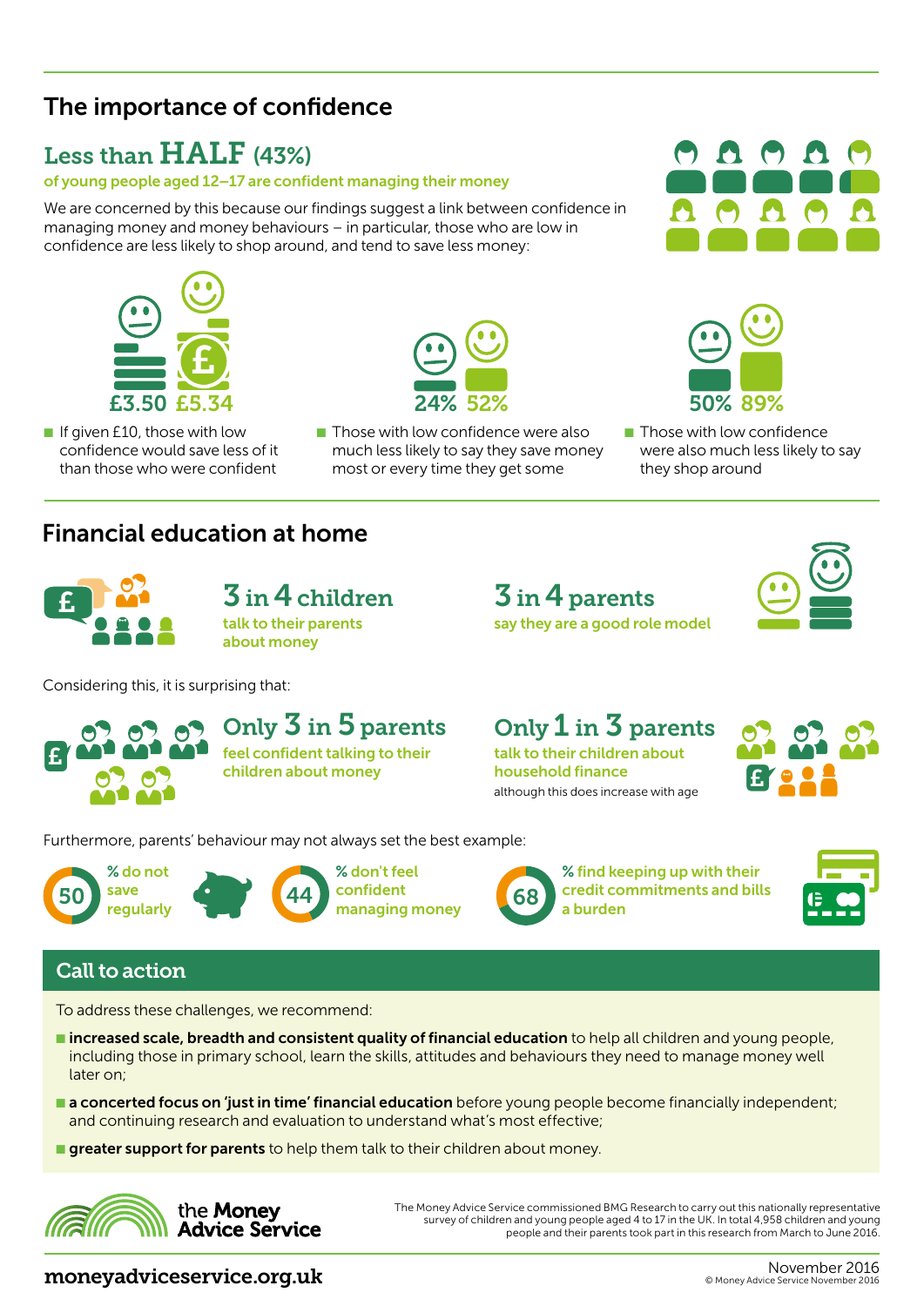## The importance of confidence

### Less than HALF (43%)

**of young people aged 12–17 are confident managing their money**

We are concerned by this because our findings suggest a link between confidence in managing money and money behaviours – in particular, those who are low in confidence are less likely to shop around, and tend to save less money:

£3.50 £5.34

- If given £10, those with low confidence would save less of it than those who were confident

24% 52%

- Those with low confidence were also much less likely to say they save money most or every time they get some

50% 89%

- Those with low confidence were also much less likely to say they shop around

## Financial education at home

**3 in 4 children**
talk to their parents about money

**3 in 4 parents**
say they are a good role model

Considering this, it is surprising that:

**Only 3 in 5 parents**
feel confident talking to their children about money

**Only 1 in 3 parents**
talk to their children about household finance
although this does increase with age

Furthermore, parents' behaviour may not always set the best example:

50 % do not save regularly

44 % don't feel confident managing money

68 % find keeping up with their credit commitments and bills a burden

## Call to action

To address these challenges, we recommend:

- **increased scale, breadth and consistent quality of financial education** to help all children and young people, including those in primary school, learn the skills, attitudes and behaviours they need to manage money well later on;
- **a concerted focus on 'just in time' financial education** before young people become financially independent; and continuing research and evaluation to understand what's most effective;
- **greater support for parents** to help them talk to their children about money.

the Money Advice Service

The Money Advice Service commissioned BMG Research to carry out this nationally representative survey of children and young people aged 4 to 17 in the UK. In total 4,958 children and young people and their parents took part in this research from March to June 2016.

moneyadviceservice.org.uk

November 2016
© Money Advice Service November 2016